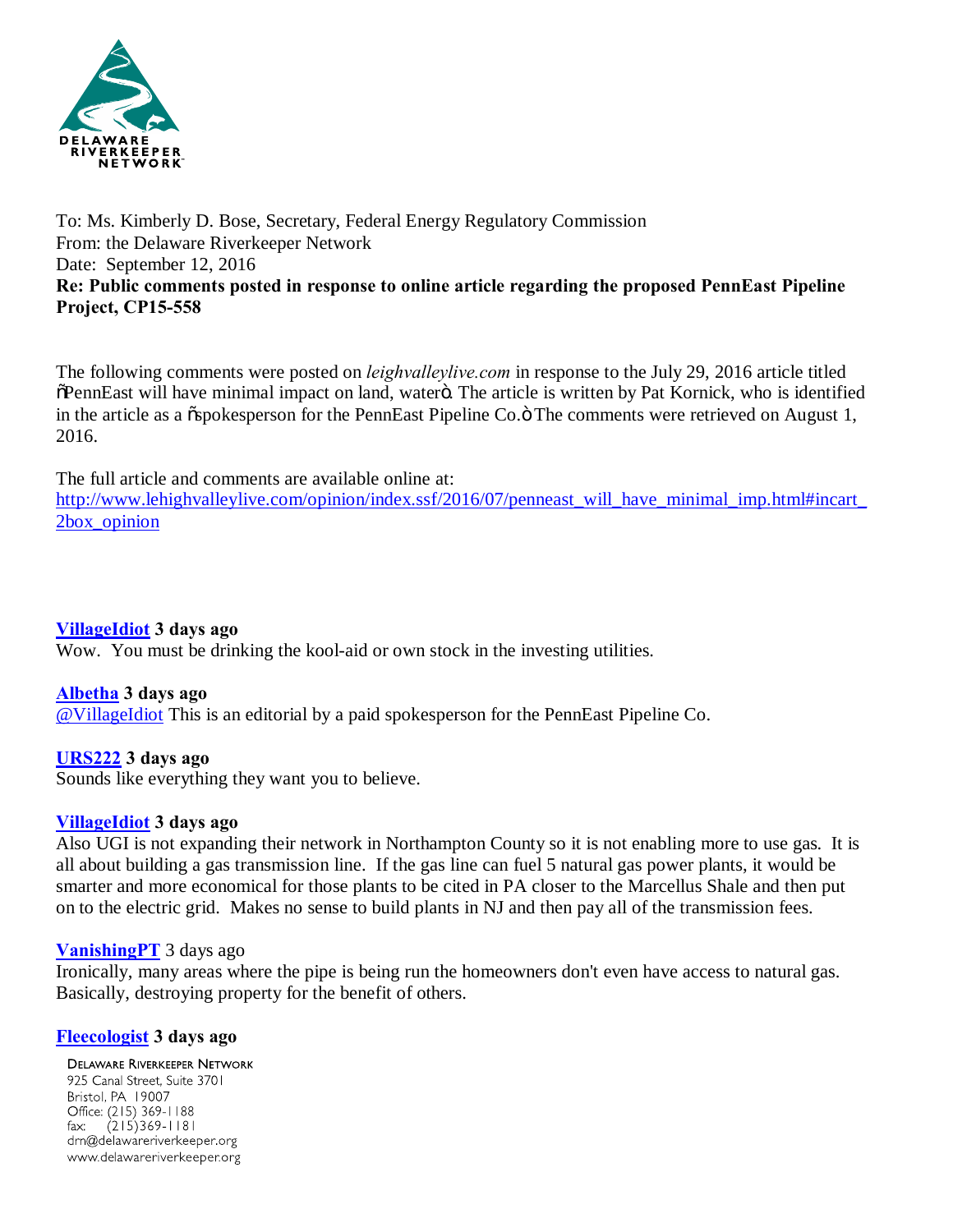To: Ms. Kimberly D. Bose, Secretary, Federal Energy Regulatory Commission
From: the Delaware Riverkeeper Network
Date: September 12, 2016
**Re: Public comments posted in response to online article regarding the proposed PennEast Pipeline Project, CP15-558**

The following comments were posted on *leighvalleylive.com* in response to the July 29, 2016 article titled "PennEast will have minimal impact on land, water". The article is written by Pat Kornick, who is identified in the article as a "spokesperson for the PennEast Pipeline Co." The comments were retrieved on August 1, 2016.

The full article and comments are available online at:
http://www.lehighvalleylive.com/opinion/index.ssf/2016/07/penneast_will_have_minimal_imp.html#incart_2box_opinion

**VillageIdiot 3 days ago**
Wow. You must be drinking the kool-aid or own stock in the investing utilities.

**Albetha 3 days ago**
@VillageIdiot This is an editorial by a paid spokesperson for the PennEast Pipeline Co.

**URS222 3 days ago**
Sounds like everything they want you to believe.

**VillageIdiot 3 days ago**
Also UGI is not expanding their network in Northampton County so it is not enabling more to use gas. It is all about building a gas transmission line. If the gas line can fuel 5 natural gas power plants, it would be smarter and more economical for those plants to be cited in PA closer to the Marcellus Shale and then put on to the electric grid. Makes no sense to build plants in NJ and then pay all of the transmission fees.

**VanishingPT** 3 days ago
Ironically, many areas where the pipe is being run the homeowners don't even have access to natural gas. Basically, destroying property for the benefit of others.

**Fleecologist 3 days ago**

Delaware Riverkeeper Network
925 Canal Street, Suite 3701
Bristol, PA 19007
Office: (215) 369-1188
fax: (215)369-1181
drn@delawareriverkeeper.org
www.delawareriverkeeper.org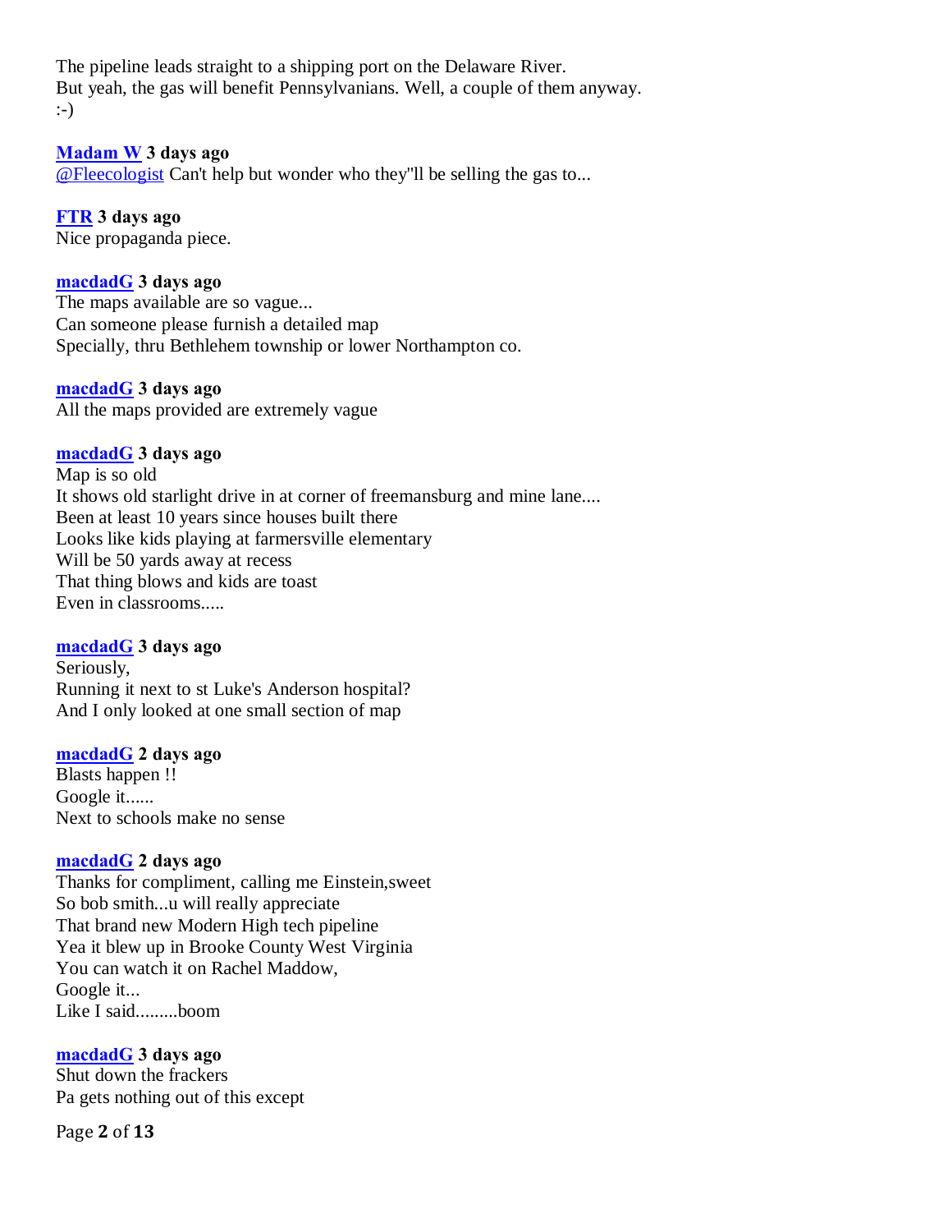The pipeline leads straight to a shipping port on the Delaware River.
But yeah, the gas will benefit Pennsylvanians. Well, a couple of them anyway.
:-)

**Madam W 3 days ago**
@Fleecologist Can't help but wonder who they"ll be selling the gas to...

**FTR 3 days ago**
Nice propaganda piece.

**macdadG 3 days ago**
The maps available are so vague...
Can someone please furnish a detailed map
Specially, thru Bethlehem township or lower Northampton co.

**macdadG 3 days ago**
All the maps provided are extremely vague

**macdadG 3 days ago**
Map is so old
It shows old starlight drive in at corner of freemansburg and mine lane....
Been at least 10 years since houses built there
Looks like kids playing at farmersville elementary
Will be 50 yards away at recess
That thing blows and kids are toast
Even in classrooms.....

**macdadG 3 days ago**
Seriously,
Running it next to st Luke's Anderson hospital?
And I only looked at one small section of map

**macdadG 2 days ago**
Blasts happen !!
Google it......
Next to schools make no sense

**macdadG 2 days ago**
Thanks for compliment, calling me Einstein,sweet
So bob smith...u will really appreciate
That brand new Modern High tech pipeline
Yea it blew up in Brooke County West Virginia
You can watch it on Rachel Maddow,
Google it...
Like I said.........boom

**macdadG 3 days ago**
Shut down the frackers
Pa gets nothing out of this except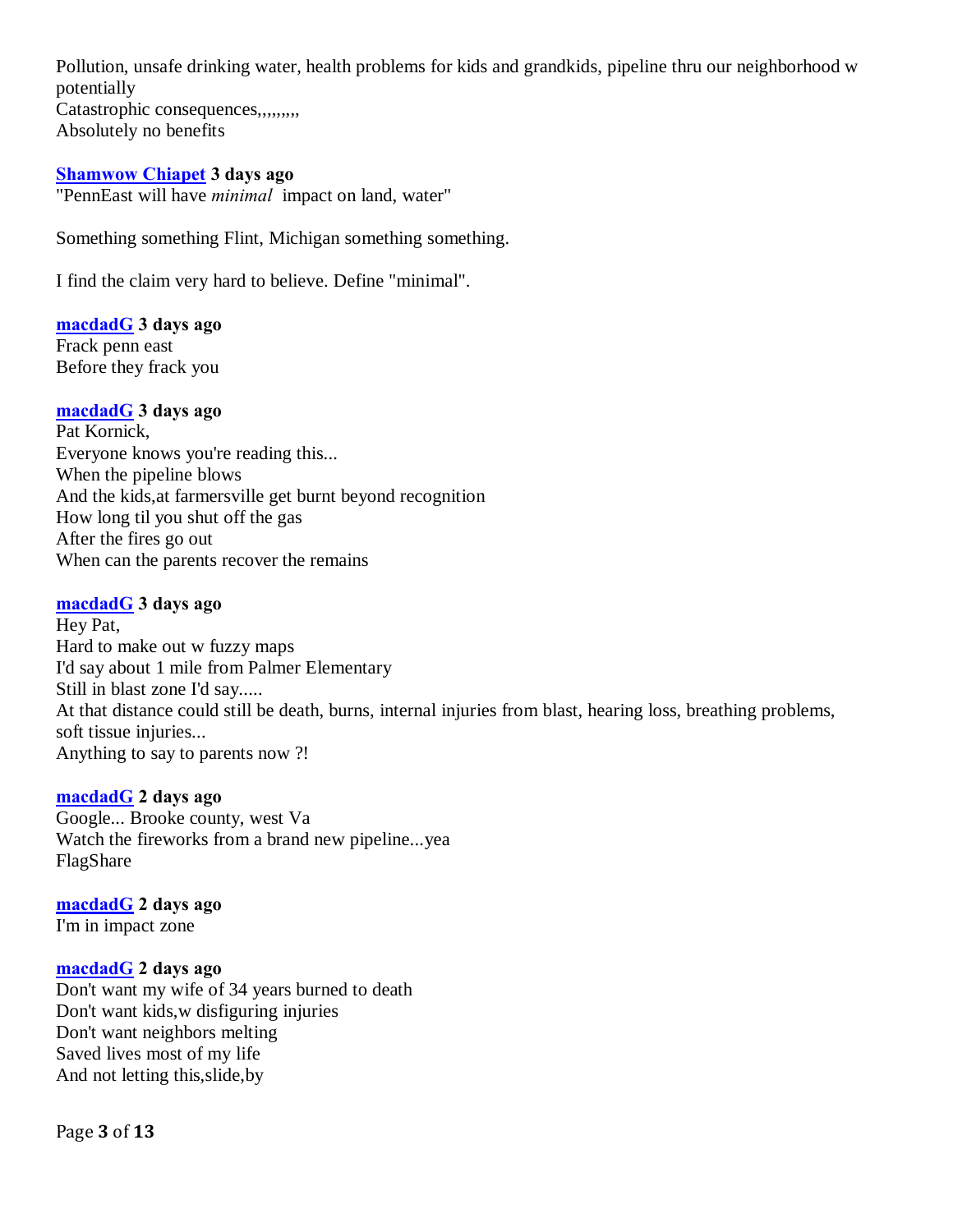Pollution, unsafe drinking water, health problems for kids and grandkids, pipeline thru our neighborhood w potentially
Catastrophic consequences,,,,,,,,,
Absolutely no benefits

**[Shamwow Chiapet](#) 3 days ago**
"PennEast will have *minimal* impact on land, water"

Something something Flint, Michigan something something.

I find the claim very hard to believe. Define "minimal".

**[macdadG](#) 3 days ago**
Frack penn east
Before they frack you

**[macdadG](#) 3 days ago**
Pat Kornick,
Everyone knows you're reading this...
When the pipeline blows
And the kids,at farmersville get burnt beyond recognition
How long til you shut off the gas
After the fires go out
When can the parents recover the remains

**[macdadG](#) 3 days ago**
Hey Pat,
Hard to make out w fuzzy maps
I'd say about 1 mile from Palmer Elementary
Still in blast zone I'd say.....
At that distance could still be death, burns, internal injuries from blast, hearing loss, breathing problems, soft tissue injuries...
Anything to say to parents now ?!

**[macdadG](#) 2 days ago**
Google... Brooke county, west Va
Watch the fireworks from a brand new pipeline...yea
FlagShare

**[macdadG](#) 2 days ago**
I'm in impact zone

**[macdadG](#) 2 days ago**
Don't want my wife of 34 years burned to death
Don't want kids,w disfiguring injuries
Don't want neighbors melting
Saved lives most of my life
And not letting this,slide,by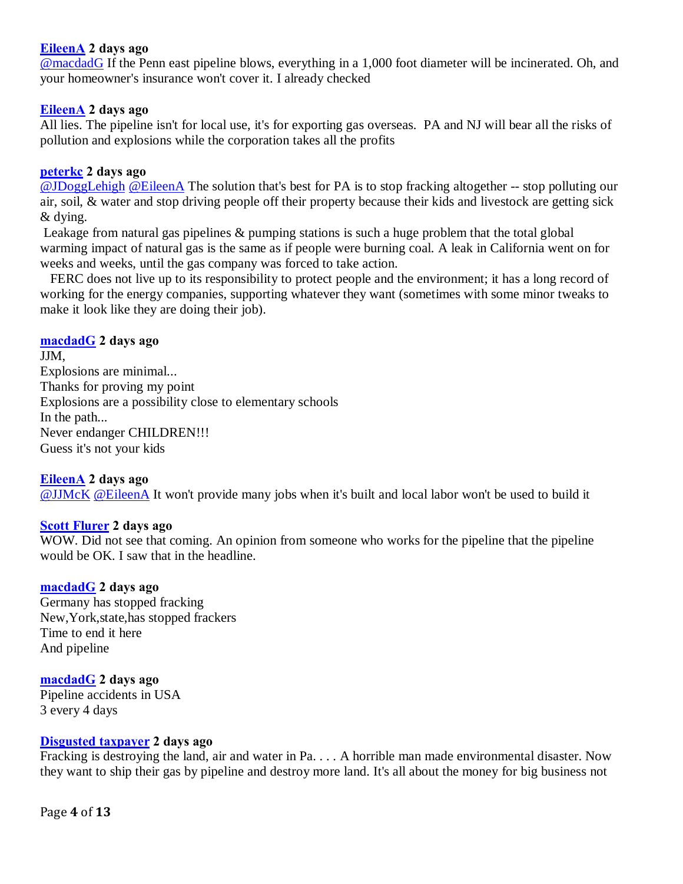**EileenA 2 days ago**
@macdadG If the Penn east pipeline blows, everything in a 1,000 foot diameter will be incinerated. Oh, and your homeowner's insurance won't cover it. I already checked

**EileenA 2 days ago**
All lies. The pipeline isn't for local use, it's for exporting gas overseas. PA and NJ will bear all the risks of pollution and explosions while the corporation takes all the profits

**peterkc 2 days ago**
@JDoggLehigh @EileenA The solution that's best for PA is to stop fracking altogether -- stop polluting our air, soil, & water and stop driving people off their property because their kids and livestock are getting sick & dying.

Leakage from natural gas pipelines & pumping stations is such a huge problem that the total global warming impact of natural gas is the same as if people were burning coal. A leak in California went on for weeks and weeks, until the gas company was forced to take action.

FERC does not live up to its responsibility to protect people and the environment; it has a long record of working for the energy companies, supporting whatever they want (sometimes with some minor tweaks to make it look like they are doing their job).

**macdadG 2 days ago**
JJM,
Explosions are minimal...
Thanks for proving my point
Explosions are a possibility close to elementary schools
In the path...
Never endanger CHILDREN!!!
Guess it's not your kids

**EileenA 2 days ago**
@JJMcK @EileenA It won't provide many jobs when it's built and local labor won't be used to build it

**Scott Flurer 2 days ago**
WOW. Did not see that coming. An opinion from someone who works for the pipeline that the pipeline would be OK. I saw that in the headline.

**macdadG 2 days ago**
Germany has stopped fracking
New,York,state,has stopped frackers
Time to end it here
And pipeline

**macdadG 2 days ago**
Pipeline accidents in USA
3 every 4 days

**Disgusted taxpayer 2 days ago**
Fracking is destroying the land, air and water in Pa. . . . A horrible man made environmental disaster. Now they want to ship their gas by pipeline and destroy more land. It's all about the money for big business not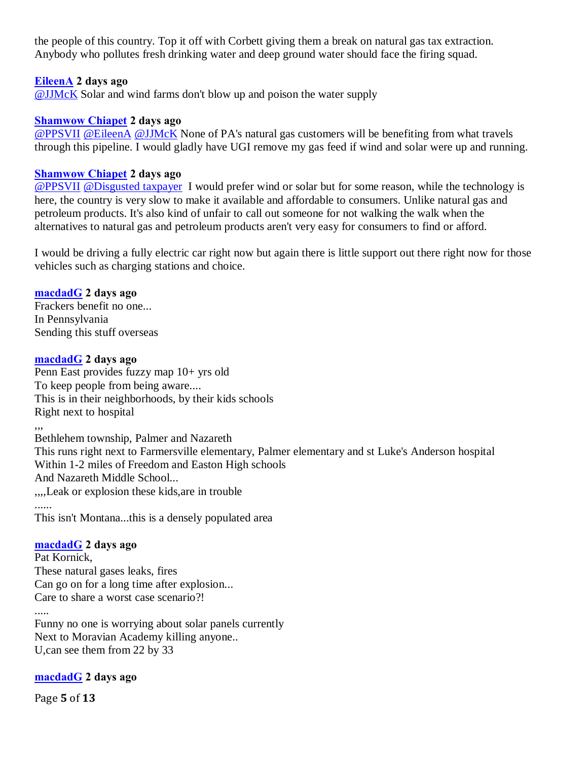the people of this country. Top it off with Corbett giving them a break on natural gas tax extraction. Anybody who pollutes fresh drinking water and deep ground water should face the firing squad.

**EileenA 2 days ago**
@JJMcK Solar and wind farms don't blow up and poison the water supply

**Shamwow Chiapet 2 days ago**
@PPSVII @EileenA @JJMcK None of PA's natural gas customers will be benefiting from what travels through this pipeline. I would gladly have UGI remove my gas feed if wind and solar were up and running.

**Shamwow Chiapet 2 days ago**
@PPSVII @Disgusted taxpayer I would prefer wind or solar but for some reason, while the technology is here, the country is very slow to make it available and affordable to consumers. Unlike natural gas and petroleum products. It's also kind of unfair to call out someone for not walking the walk when the alternatives to natural gas and petroleum products aren't very easy for consumers to find or afford.

I would be driving a fully electric car right now but again there is little support out there right now for those vehicles such as charging stations and choice.

**macdadG 2 days ago**
Frackers benefit no one...
In Pennsylvania
Sending this stuff overseas

**macdadG 2 days ago**
Penn East provides fuzzy map 10+ yrs old
To keep people from being aware....
This is in their neighborhoods, by their kids schools
Right next to hospital
,,,
Bethlehem township, Palmer and Nazareth
This runs right next to Farmersville elementary, Palmer elementary and st Luke's Anderson hospital
Within 1-2 miles of Freedom and Easton High schools
And Nazareth Middle School...
,,,,Leak or explosion these kids,are in trouble
......
This isn't Montana...this is a densely populated area

**macdadG 2 days ago**
Pat Kornick,
These natural gases leaks, fires
Can go on for a long time after explosion...
Care to share a worst case scenario?!
.....
Funny no one is worrying about solar panels currently
Next to Moravian Academy killing anyone..
U,can see them from 22 by 33

**macdadG 2 days ago**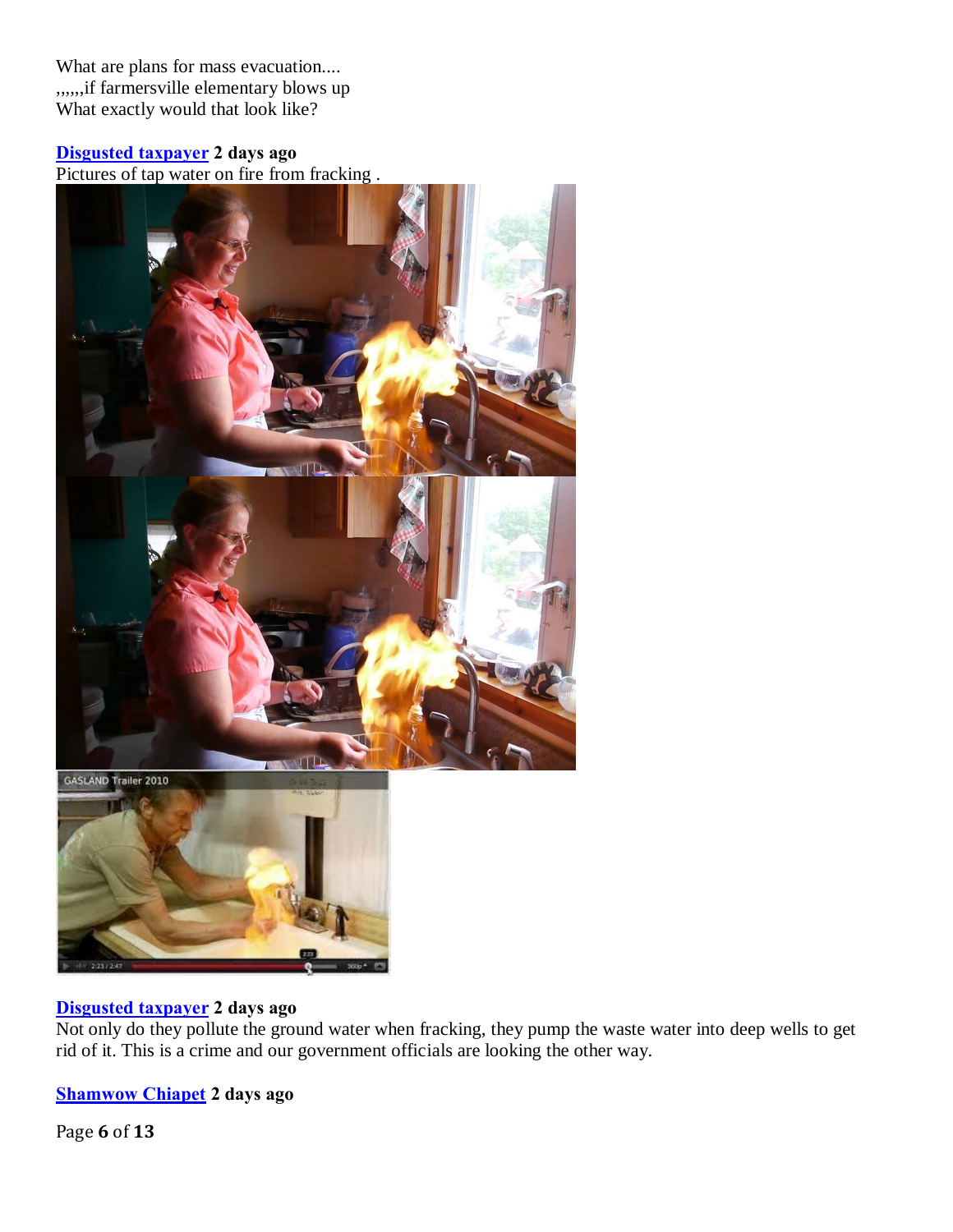What are plans for mass evacuation....
,,,,,,if farmersville elementary blows up
What exactly would that look like?

**Disgusted taxpayer** **2 days ago**
Pictures of tap water on fire from fracking .

**Disgusted taxpayer** **2 days ago**
Not only do they pollute the ground water when fracking, they pump the waste water into deep wells to get rid of it. This is a crime and our government officials are looking the other way.

**Shamwow Chiapet** **2 days ago**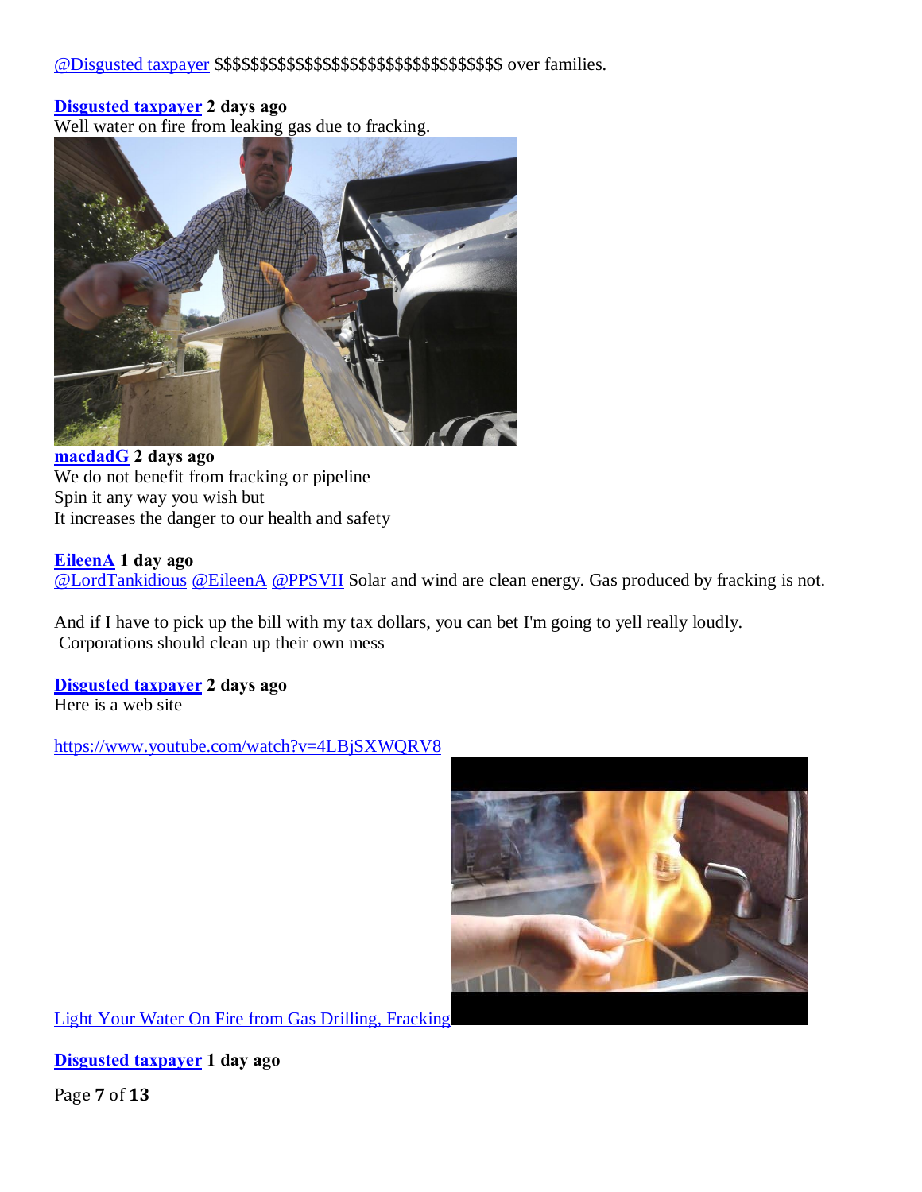@Disgusted taxpayer $$$$$$$$$$$$$$$$$$$$$$$$$$$$$$$$$$ over families.

**Disgusted taxpayer 2 days ago**
Well water on fire from leaking gas due to fracking.

**macdadG 2 days ago**
We do not benefit from fracking or pipeline
Spin it any way you wish but
It increases the danger to our health and safety

**EileenA 1 day ago**
@LordTankidious @EileenA @PPSVII Solar and wind are clean energy. Gas produced by fracking is not.

And if I have to pick up the bill with my tax dollars, you can bet I'm going to yell really loudly.
Corporations should clean up their own mess

**Disgusted taxpayer 2 days ago**
Here is a web site

https://www.youtube.com/watch?v=4LBjSXWQRV8

Light Your Water On Fire from Gas Drilling, Fracking

**Disgusted taxpayer 1 day ago**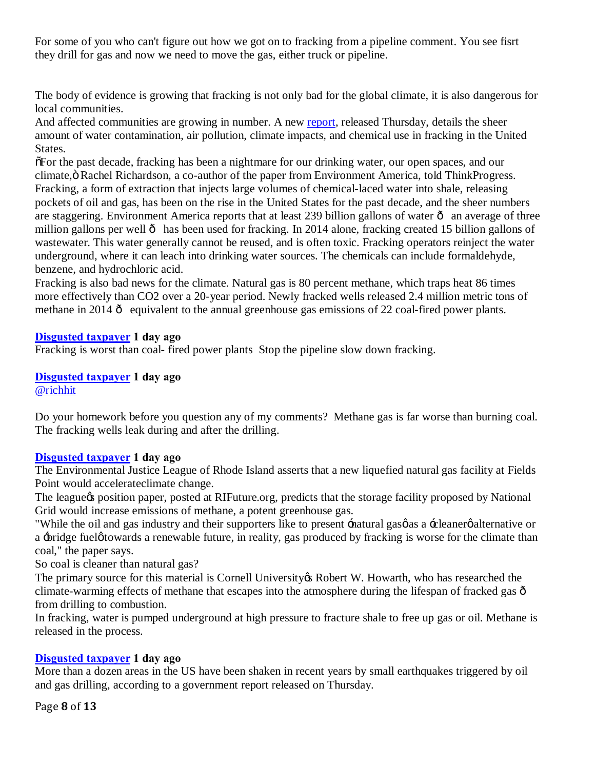For some of you who can't figure out how we got on to fracking from a pipeline comment. You see fisrt they drill for gas and now we need to move the gas, either truck or pipeline.

The body of evidence is growing that fracking is not only bad for the global climate, it is also dangerous for local communities.

And affected communities are growing in number. A new report, released Thursday, details the sheer amount of water contamination, air pollution, climate impacts, and chemical use in fracking in the United States.

õFor the past decade, fracking has been a nightmare for our drinking water, our open spaces, and our climate,ö Rachel Richardson, a co-author of the paper from Environment America, told ThinkProgress.

Fracking, a form of extraction that injects large volumes of chemical-laced water into shale, releasing pockets of oil and gas, has been on the rise in the United States for the past decade, and the sheer numbers are staggering. Environment America reports that at least 239 billion gallons of water ô an average of three million gallons per well ô has been used for fracking. In 2014 alone, fracking created 15 billion gallons of wastewater. This water generally cannot be reused, and is often toxic. Fracking operators reinject the water underground, where it can leach into drinking water sources. The chemicals can include formaldehyde, benzene, and hydrochloric acid.

Fracking is also bad news for the climate. Natural gas is 80 percent methane, which traps heat 86 times more effectively than CO2 over a 20-year period. Newly fracked wells released 2.4 million metric tons of methane in 2014 ô equivalent to the annual greenhouse gas emissions of 22 coal-fired power plants.

**Disgusted taxpayer 1 day ago**

Fracking is worst than coal- fired power plants Stop the pipeline slow down fracking.

**Disgusted taxpayer 1 day ago**

@richhit

Do your homework before you question any of my comments? Methane gas is far worse than burning coal. The fracking wells leak during and after the drilling.

**Disgusted taxpayer 1 day ago**

The Environmental Justice League of Rhode Island asserts that a new liquefied natural gas facility at Fields Point would accelerateclimate change.

The leagueøs position paper, posted at RIFuture.org, predicts that the storage facility proposed by National Grid would increase emissions of methane, a potent greenhouse gas.

"While the oil and gas industry and their supporters like to present ‑natural gasø as a ‑cleanerø alternative or a ‑bridge fuelø towards a renewable future, in reality, gas produced by fracking is worse for the climate than coal," the paper says.

So coal is cleaner than natural gas?

The primary source for this material is Cornell Universityøs Robert W. Howarth, who has researched the climate-warming effects of methane that escapes into the atmosphere during the lifespan of fracked gas ô from drilling to combustion.

In fracking, water is pumped underground at high pressure to fracture shale to free up gas or oil. Methane is released in the process.

**Disgusted taxpayer 1 day ago**

More than a dozen areas in the US have been shaken in recent years by small earthquakes triggered by oil and gas drilling, according to a government report released on Thursday.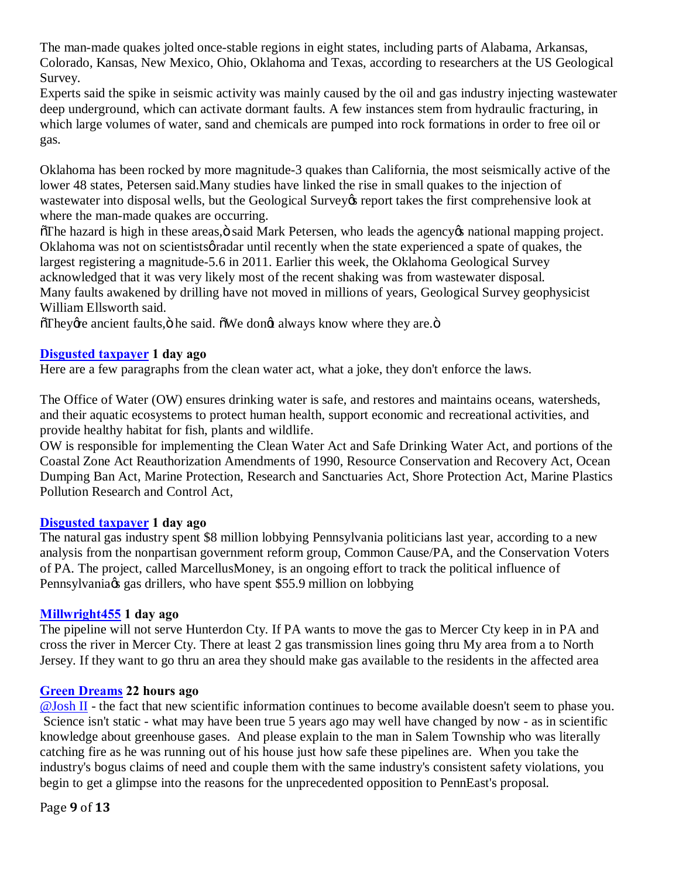The man-made quakes jolted once-stable regions in eight states, including parts of Alabama, Arkansas, Colorado, Kansas, New Mexico, Ohio, Oklahoma and Texas, according to researchers at the US Geological Survey.

Experts said the spike in seismic activity was mainly caused by the oil and gas industry injecting wastewater deep underground, which can activate dormant faults. A few instances stem from hydraulic fracturing, in which large volumes of water, sand and chemicals are pumped into rock formations in order to free oil or gas.

Oklahoma has been rocked by more magnitude-3 quakes than California, the most seismically active of the lower 48 states, Petersen said.Many studies have linked the rise in small quakes to the injection of wastewater into disposal wells, but the Geological Survey's report takes the first comprehensive look at where the man-made quakes are occurring.

"The hazard is high in these areas," said Mark Petersen, who leads the agency's national mapping project. Oklahoma was not on scientists' radar until recently when the state experienced a spate of quakes, the largest registering a magnitude-5.6 in 2011. Earlier this week, the Oklahoma Geological Survey acknowledged that it was very likely most of the recent shaking was from wastewater disposal.

Many faults awakened by drilling have not moved in millions of years, Geological Survey geophysicist William Ellsworth said.

"They're ancient faults," he said. "We don't always know where they are."

**Disgusted taxpayer 1 day ago**

Here are a few paragraphs from the clean water act, what a joke, they don't enforce the laws.

The Office of Water (OW) ensures drinking water is safe, and restores and maintains oceans, watersheds, and their aquatic ecosystems to protect human health, support economic and recreational activities, and provide healthy habitat for fish, plants and wildlife.

OW is responsible for implementing the Clean Water Act and Safe Drinking Water Act, and portions of the Coastal Zone Act Reauthorization Amendments of 1990, Resource Conservation and Recovery Act, Ocean Dumping Ban Act, Marine Protection, Research and Sanctuaries Act, Shore Protection Act, Marine Plastics Pollution Research and Control Act,

**Disgusted taxpayer 1 day ago**

The natural gas industry spent $8 million lobbying Pennsylvania politicians last year, according to a new analysis from the nonpartisan government reform group, Common Cause/PA, and the Conservation Voters of PA. The project, called MarcellusMoney, is an ongoing effort to track the political influence of Pennsylvania's gas drillers, who have spent $55.9 million on lobbying

**Millwright455 1 day ago**

The pipeline will not serve Hunterdon Cty. If PA wants to move the gas to Mercer Cty keep in in PA and cross the river in Mercer Cty. There at least 2 gas transmission lines going thru My area from a to North Jersey. If they want to go thru an area they should make gas available to the residents in the affected area

**Green Dreams 22 hours ago**

@Josh II - the fact that new scientific information continues to become available doesn't seem to phase you. Science isn't static - what may have been true 5 years ago may well have changed by now - as in scientific knowledge about greenhouse gases. And please explain to the man in Salem Township who was literally catching fire as he was running out of his house just how safe these pipelines are. When you take the industry's bogus claims of need and couple them with the same industry's consistent safety violations, you begin to get a glimpse into the reasons for the unprecedented opposition to PennEast's proposal.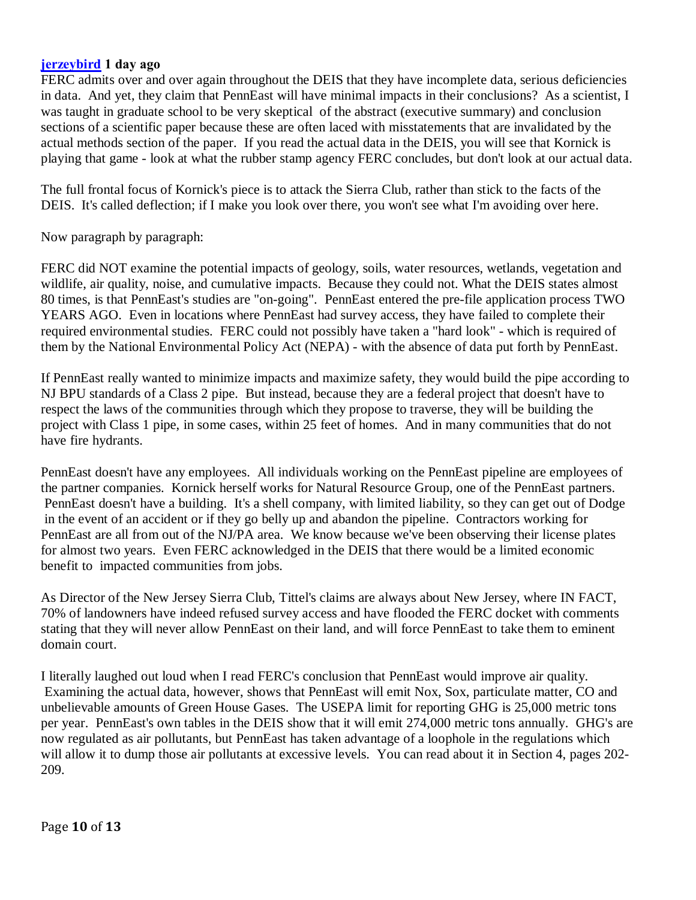**[jerzeybird](#) 1 day ago**

FERC admits over and over again throughout the DEIS that they have incomplete data, serious deficiencies in data. And yet, they claim that PennEast will have minimal impacts in their conclusions? As a scientist, I was taught in graduate school to be very skeptical of the abstract (executive summary) and conclusion sections of a scientific paper because these are often laced with misstatements that are invalidated by the actual methods section of the paper. If you read the actual data in the DEIS, you will see that Kornick is playing that game - look at what the rubber stamp agency FERC concludes, but don't look at our actual data.

The full frontal focus of Kornick's piece is to attack the Sierra Club, rather than stick to the facts of the DEIS. It's called deflection; if I make you look over there, you won't see what I'm avoiding over here.

Now paragraph by paragraph:

FERC did NOT examine the potential impacts of geology, soils, water resources, wetlands, vegetation and wildlife, air quality, noise, and cumulative impacts. Because they could not. What the DEIS states almost 80 times, is that PennEast's studies are "on-going". PennEast entered the pre-file application process TWO YEARS AGO. Even in locations where PennEast had survey access, they have failed to complete their required environmental studies. FERC could not possibly have taken a "hard look" - which is required of them by the National Environmental Policy Act (NEPA) - with the absence of data put forth by PennEast.

If PennEast really wanted to minimize impacts and maximize safety, they would build the pipe according to NJ BPU standards of a Class 2 pipe. But instead, because they are a federal project that doesn't have to respect the laws of the communities through which they propose to traverse, they will be building the project with Class 1 pipe, in some cases, within 25 feet of homes. And in many communities that do not have fire hydrants.

PennEast doesn't have any employees. All individuals working on the PennEast pipeline are employees of the partner companies. Kornick herself works for Natural Resource Group, one of the PennEast partners. PennEast doesn't have a building. It's a shell company, with limited liability, so they can get out of Dodge in the event of an accident or if they go belly up and abandon the pipeline. Contractors working for PennEast are all from out of the NJ/PA area. We know because we've been observing their license plates for almost two years. Even FERC acknowledged in the DEIS that there would be a limited economic benefit to impacted communities from jobs.

As Director of the New Jersey Sierra Club, Tittel's claims are always about New Jersey, where IN FACT, 70% of landowners have indeed refused survey access and have flooded the FERC docket with comments stating that they will never allow PennEast on their land, and will force PennEast to take them to eminent domain court.

I literally laughed out loud when I read FERC's conclusion that PennEast would improve air quality. Examining the actual data, however, shows that PennEast will emit Nox, Sox, particulate matter, CO and unbelievable amounts of Green House Gases. The USEPA limit for reporting GHG is 25,000 metric tons per year. PennEast's own tables in the DEIS show that it will emit 274,000 metric tons annually. GHG's are now regulated as air pollutants, but PennEast has taken advantage of a loophole in the regulations which will allow it to dump those air pollutants at excessive levels. You can read about it in Section 4, pages 202-209.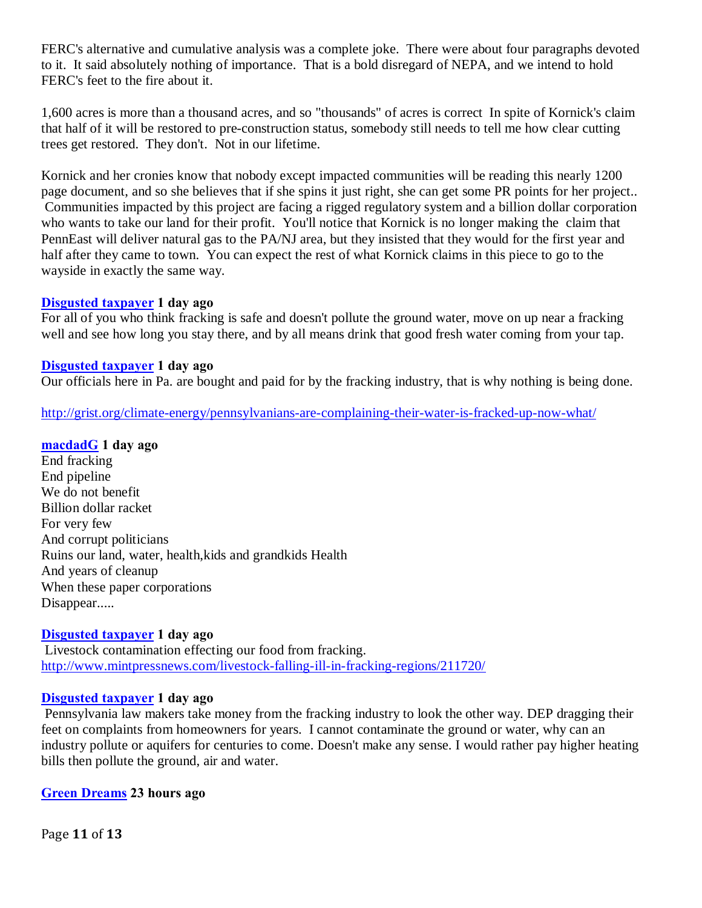FERC's alternative and cumulative analysis was a complete joke. There were about four paragraphs devoted to it. It said absolutely nothing of importance. That is a bold disregard of NEPA, and we intend to hold FERC's feet to the fire about it.

1,600 acres is more than a thousand acres, and so "thousands" of acres is correct In spite of Kornick's claim that half of it will be restored to pre-construction status, somebody still needs to tell me how clear cutting trees get restored. They don't. Not in our lifetime.

Kornick and her cronies know that nobody except impacted communities will be reading this nearly 1200 page document, and so she believes that if she spins it just right, she can get some PR points for her project.. Communities impacted by this project are facing a rigged regulatory system and a billion dollar corporation who wants to take our land for their profit. You'll notice that Kornick is no longer making the claim that PennEast will deliver natural gas to the PA/NJ area, but they insisted that they would for the first year and half after they came to town. You can expect the rest of what Kornick claims in this piece to go to the wayside in exactly the same way.

**Disgusted taxpayer 1 day ago**
For all of you who think fracking is safe and doesn't pollute the ground water, move on up near a fracking well and see how long you stay there, and by all means drink that good fresh water coming from your tap.

**Disgusted taxpayer 1 day ago**
Our officials here in Pa. are bought and paid for by the fracking industry, that is why nothing is being done.

http://grist.org/climate-energy/pennsylvanians-are-complaining-their-water-is-fracked-up-now-what/

**macdadG 1 day ago**
End fracking
End pipeline
We do not benefit
Billion dollar racket
For very few
And corrupt politicians
Ruins our land, water, health,kids and grandkids Health
And years of cleanup
When these paper corporations
Disappear.....

**Disgusted taxpayer 1 day ago**
Livestock contamination effecting our food from fracking.
http://www.mintpressnews.com/livestock-falling-ill-in-fracking-regions/211720/

**Disgusted taxpayer 1 day ago**
Pennsylvania law makers take money from the fracking industry to look the other way. DEP dragging their feet on complaints from homeowners for years. I cannot contaminate the ground or water, why can an industry pollute or aquifers for centuries to come. Doesn't make any sense. I would rather pay higher heating bills then pollute the ground, air and water.

**Green Dreams 23 hours ago**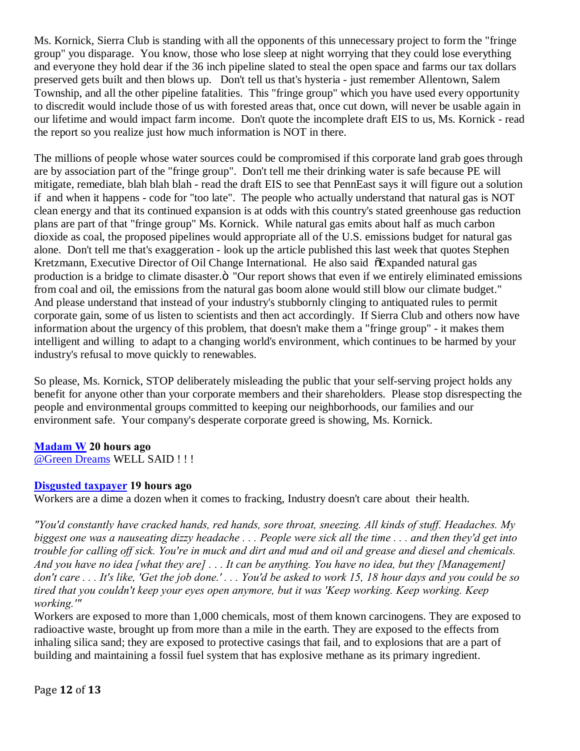Ms. Kornick, Sierra Club is standing with all the opponents of this unnecessary project to form the "fringe group" you disparage. You know, those who lose sleep at night worrying that they could lose everything and everyone they hold dear if the 36 inch pipeline slated to steal the open space and farms our tax dollars preserved gets built and then blows up. Don't tell us that's hysteria - just remember Allentown, Salem Township, and all the other pipeline fatalities. This "fringe group" which you have used every opportunity to discredit would include those of us with forested areas that, once cut down, will never be usable again in our lifetime and would impact farm income. Don't quote the incomplete draft EIS to us, Ms. Kornick - read the report so you realize just how much information is NOT in there.

The millions of people whose water sources could be compromised if this corporate land grab goes through are by association part of the "fringe group". Don't tell me their drinking water is safe because PE will mitigate, remediate, blah blah blah - read the draft EIS to see that PennEast says it will figure out a solution if and when it happens - code for "too late". The people who actually understand that natural gas is NOT clean energy and that its continued expansion is at odds with this country's stated greenhouse gas reduction plans are part of that "fringe group" Ms. Kornick. While natural gas emits about half as much carbon dioxide as coal, the proposed pipelines would appropriate all of the U.S. emissions budget for natural gas alone. Don't tell me that's exaggeration - look up the article published this last week that quotes Stephen Kretzmann, Executive Director of Oil Change International. He also said õExpanded natural gas production is a bridge to climate disaster.ö "Our report shows that even if we entirely eliminated emissions from coal and oil, the emissions from the natural gas boom alone would still blow our climate budget." And please understand that instead of your industry's stubbornly clinging to antiquated rules to permit corporate gain, some of us listen to scientists and then act accordingly. If Sierra Club and others now have information about the urgency of this problem, that doesn't make them a "fringe group" - it makes them intelligent and willing to adapt to a changing world's environment, which continues to be harmed by your industry's refusal to move quickly to renewables.

So please, Ms. Kornick, STOP deliberately misleading the public that your self-serving project holds any benefit for anyone other than your corporate members and their shareholders. Please stop disrespecting the people and environmental groups committed to keeping our neighborhoods, our families and our environment safe. Your company's desperate corporate greed is showing, Ms. Kornick.

**Madam W 20 hours ago**
@Green Dreams WELL SAID ! ! !

**Disgusted taxpayer 19 hours ago**
Workers are a dime a dozen when it comes to fracking, Industry doesn't care about their health.

*"You'd constantly have cracked hands, red hands, sore throat, sneezing. All kinds of stuff. Headaches. My biggest one was a nauseating dizzy headache . . . People were sick all the time . . . and then they'd get into trouble for calling off sick. You're in muck and dirt and mud and oil and grease and diesel and chemicals. And you have no idea [what they are] . . . It can be anything. You have no idea, but they [Management] don't care . . . It's like, 'Get the job done.' . . . You'd be asked to work 15, 18 hour days and you could be so tired that you couldn't keep your eyes open anymore, but it was 'Keep working. Keep working. Keep working.'"*

Workers are exposed to more than 1,000 chemicals, most of them known carcinogens. They are exposed to radioactive waste, brought up from more than a mile in the earth. They are exposed to the effects from inhaling silica sand; they are exposed to protective casings that fail, and to explosions that are a part of building and maintaining a fossil fuel system that has explosive methane as its primary ingredient.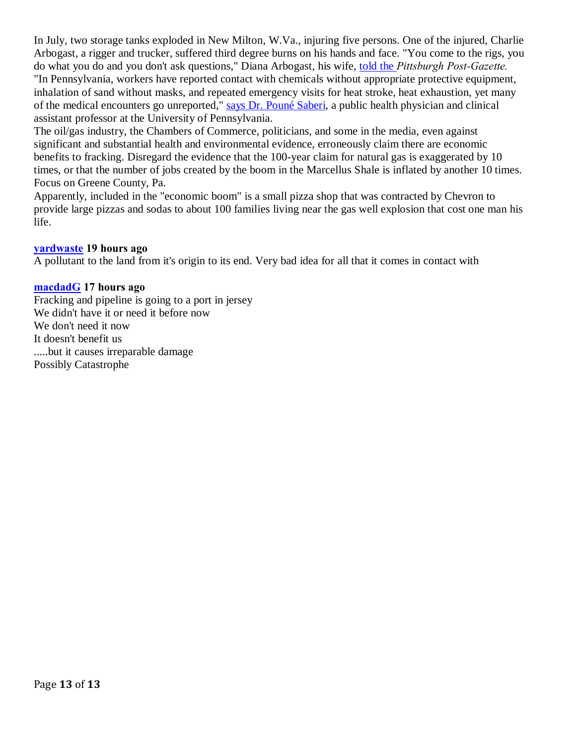In July, two storage tanks exploded in New Milton, W.Va., injuring five persons. One of the injured, Charlie Arbogast, a rigger and trucker, suffered third degree burns on his hands and face. "You come to the rigs, you do what you do and you don't ask questions," Diana Arbogast, his wife, told the *Pittsburgh Post-Gazette.*

"In Pennsylvania, workers have reported contact with chemicals without appropriate protective equipment, inhalation of sand without masks, and repeated emergency visits for heat stroke, heat exhaustion, yet many of the medical encounters go unreported," says Dr. Pouné Saberi, a public health physician and clinical assistant professor at the University of Pennsylvania.

The oil/gas industry, the Chambers of Commerce, politicians, and some in the media, even against significant and substantial health and environmental evidence, erroneously claim there are economic benefits to fracking. Disregard the evidence that the 100-year claim for natural gas is exaggerated by 10 times, or that the number of jobs created by the boom in the Marcellus Shale is inflated by another 10 times. Focus on Greene County, Pa.

Apparently, included in the "economic boom" is a small pizza shop that was contracted by Chevron to provide large pizzas and sodas to about 100 families living near the gas well explosion that cost one man his life.

**yardwaste 19 hours ago**

A pollutant to the land from it's origin to its end. Very bad idea for all that it comes in contact with

**macdadG 17 hours ago**

Fracking and pipeline is going to a port in jersey
We didn't have it or need it before now
We don't need it now
It doesn't benefit us
.....but it causes irreparable damage
Possibly Catastrophe